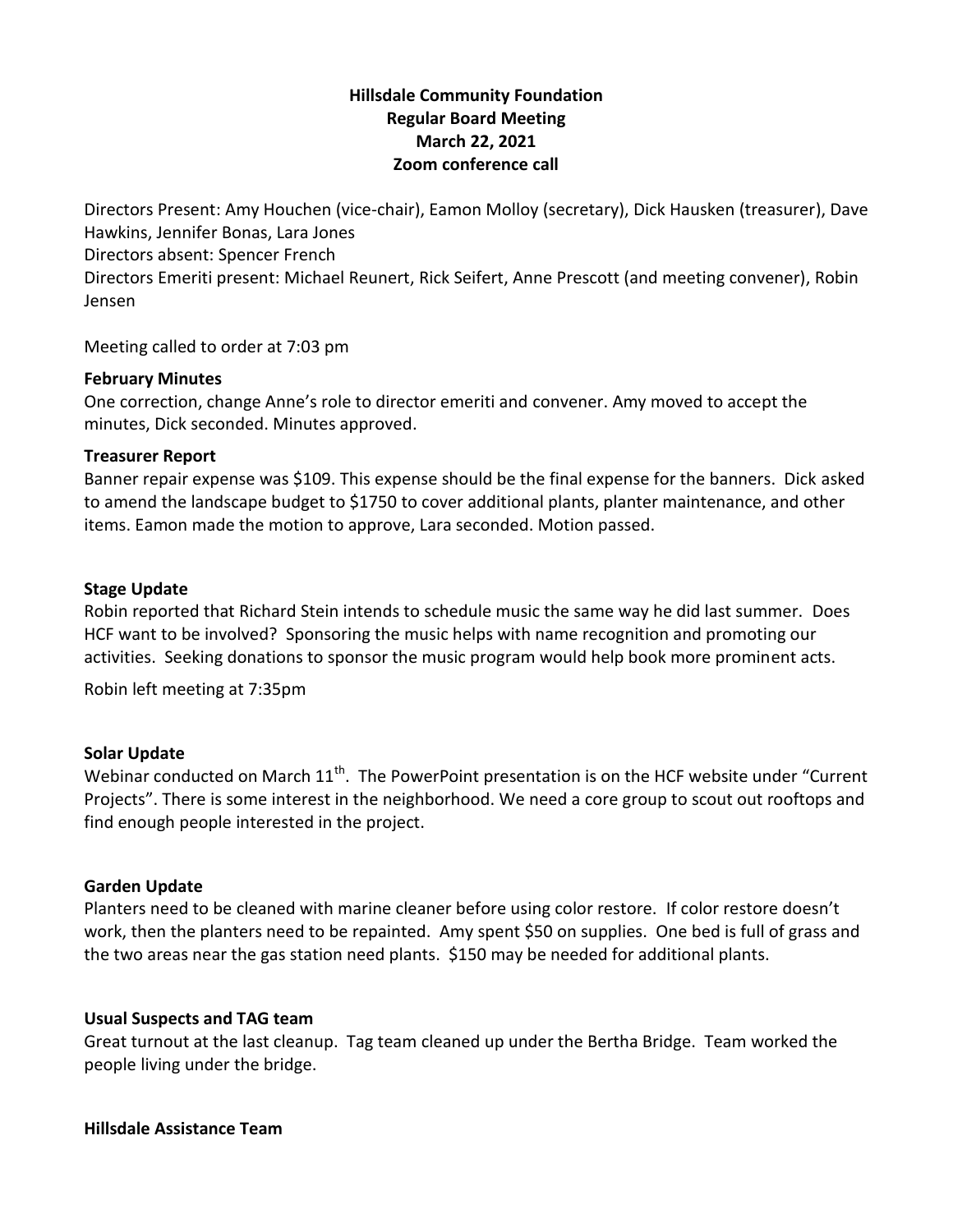**Hillsdale Community Foundation**
**Regular Board Meeting**
**March 22, 2021**
**Zoom conference call**

Directors Present: Amy Houchen (vice-chair), Eamon Molloy (secretary), Dick Hausken (treasurer), Dave Hawkins, Jennifer Bonas, Lara Jones
Directors absent: Spencer French
Directors Emeriti present: Michael Reunert, Rick Seifert, Anne Prescott (and meeting convener), Robin Jensen

Meeting called to order at 7:03 pm

**February Minutes**

One correction, change Anne's role to director emeriti and convener. Amy moved to accept the minutes, Dick seconded. Minutes approved.

**Treasurer Report**

Banner repair expense was $109. This expense should be the final expense for the banners. Dick asked to amend the landscape budget to $1750 to cover additional plants, planter maintenance, and other items. Eamon made the motion to approve, Lara seconded. Motion passed.

**Stage Update**

Robin reported that Richard Stein intends to schedule music the same way he did last summer. Does HCF want to be involved? Sponsoring the music helps with name recognition and promoting our activities. Seeking donations to sponsor the music program would help book more prominent acts.

Robin left meeting at 7:35pm

**Solar Update**

Webinar conducted on March 11th. The PowerPoint presentation is on the HCF website under "Current Projects". There is some interest in the neighborhood. We need a core group to scout out rooftops and find enough people interested in the project.

**Garden Update**

Planters need to be cleaned with marine cleaner before using color restore. If color restore doesn't work, then the planters need to be repainted. Amy spent $50 on supplies. One bed is full of grass and the two areas near the gas station need plants. $150 may be needed for additional plants.

**Usual Suspects and TAG team**

Great turnout at the last cleanup. Tag team cleaned up under the Bertha Bridge. Team worked the people living under the bridge.

**Hillsdale Assistance Team**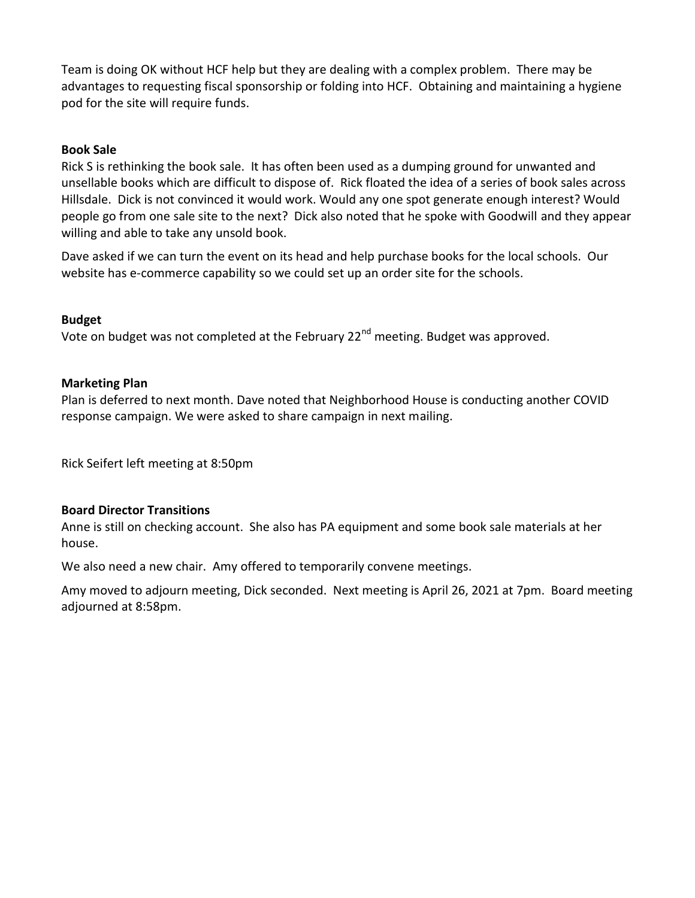Team is doing OK without HCF help but they are dealing with a complex problem. There may be advantages to requesting fiscal sponsorship or folding into HCF. Obtaining and maintaining a hygiene pod for the site will require funds.

**Book Sale**

Rick S is rethinking the book sale. It has often been used as a dumping ground for unwanted and unsellable books which are difficult to dispose of. Rick floated the idea of a series of book sales across Hillsdale. Dick is not convinced it would work. Would any one spot generate enough interest? Would people go from one sale site to the next? Dick also noted that he spoke with Goodwill and they appear willing and able to take any unsold book.

Dave asked if we can turn the event on its head and help purchase books for the local schools. Our website has e-commerce capability so we could set up an order site for the schools.

**Budget**

Vote on budget was not completed at the February 22nd meeting. Budget was approved.

**Marketing Plan**

Plan is deferred to next month. Dave noted that Neighborhood House is conducting another COVID response campaign. We were asked to share campaign in next mailing.

Rick Seifert left meeting at 8:50pm

**Board Director Transitions**

Anne is still on checking account. She also has PA equipment and some book sale materials at her house.

We also need a new chair. Amy offered to temporarily convene meetings.

Amy moved to adjourn meeting, Dick seconded. Next meeting is April 26, 2021 at 7pm. Board meeting adjourned at 8:58pm.